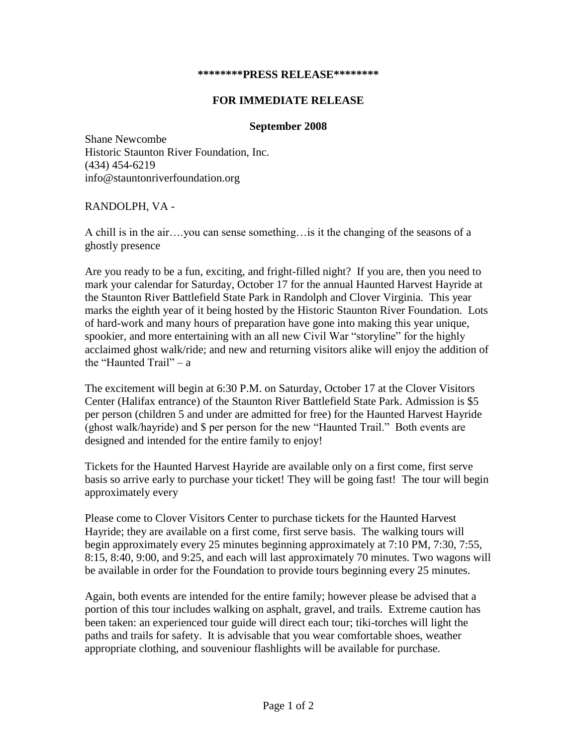**\*\*\*\*\*\*\*\*PRESS RELEASE\*\*\*\*\*\*\*\***

**FOR IMMEDIATE RELEASE**

**September 2008**

Shane Newcombe
Historic Staunton River Foundation, Inc.
(434) 454-6219
info@stauntonriverfoundation.org

RANDOLPH, VA -

A chill is in the air….you can sense something…is it the changing of the seasons of a ghostly presence

Are you ready to be a fun, exciting, and fright-filled night? If you are, then you need to mark your calendar for Saturday, October 17 for the annual Haunted Harvest Hayride at the Staunton River Battlefield State Park in Randolph and Clover Virginia. This year marks the eighth year of it being hosted by the Historic Staunton River Foundation. Lots of hard-work and many hours of preparation have gone into making this year unique, spookier, and more entertaining with an all new Civil War "storyline" for the highly acclaimed ghost walk/ride; and new and returning visitors alike will enjoy the addition of the "Haunted Trail" – a

The excitement will begin at 6:30 P.M. on Saturday, October 17 at the Clover Visitors Center (Halifax entrance) of the Staunton River Battlefield State Park. Admission is $5 per person (children 5 and under are admitted for free) for the Haunted Harvest Hayride (ghost walk/hayride) and $ per person for the new "Haunted Trail." Both events are designed and intended for the entire family to enjoy!

Tickets for the Haunted Harvest Hayride are available only on a first come, first serve basis so arrive early to purchase your ticket! They will be going fast! The tour will begin approximately every

Please come to Clover Visitors Center to purchase tickets for the Haunted Harvest Hayride; they are available on a first come, first serve basis. The walking tours will begin approximately every 25 minutes beginning approximately at 7:10 PM, 7:30, 7:55, 8:15, 8:40, 9:00, and 9:25, and each will last approximately 70 minutes. Two wagons will be available in order for the Foundation to provide tours beginning every 25 minutes.

Again, both events are intended for the entire family; however please be advised that a portion of this tour includes walking on asphalt, gravel, and trails. Extreme caution has been taken: an experienced tour guide will direct each tour; tiki-torches will light the paths and trails for safety. It is advisable that you wear comfortable shoes, weather appropriate clothing, and souveniour flashlights will be available for purchase.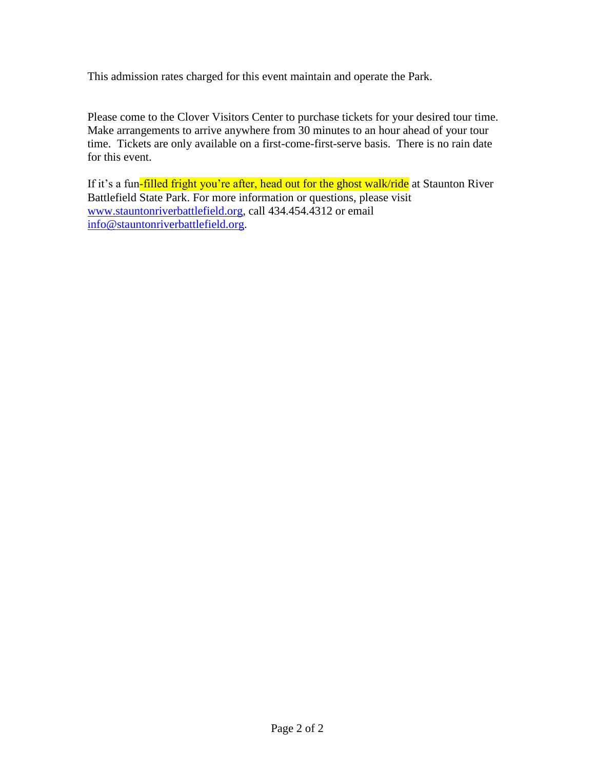This admission rates charged for this event maintain and operate the Park.

Please come to the Clover Visitors Center to purchase tickets for your desired tour time. Make arrangements to arrive anywhere from 30 minutes to an hour ahead of your tour time. Tickets are only available on a first-come-first-serve basis. There is no rain date for this event.

If it's a fun-filled fright you're after, head out for the ghost walk/ride at Staunton River Battlefield State Park. For more information or questions, please visit www.stauntonriverbattlefield.org, call 434.454.4312 or email info@stauntonriverbattlefield.org.